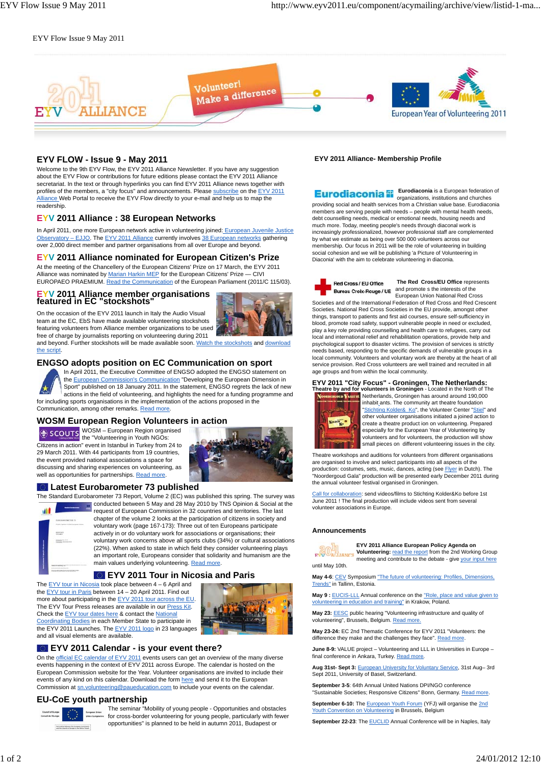EYV Flow Issue 9 May 2011

## EYV FLOW - Issue 9 - May 2011

Welcome to the 9th EYV Flow, the EYV 2011 Alliance Newsletter. If you have any suggestion about the EYV Flow or contributions for future editions please contact the EYV 2011 Alliance secretariat. In the text or through hyperlinks you can find EYV 2011 Alliance news together with profiles of the members, a "city focus" and announcements. Please subscribe on the EYV 2011 Alliance Web Portal to receive the EYV Flow directly to your e-mail and help us to map the readership.

## EYV 2011 Alliance : 38 European Networks

In April 2011, one more European network active in volunteering joined: European Juvenile Justice Observatory – EJJO. The EYV 2011 Alliance currently involves 38 European networks gathering over 2,000 direct member and partner organisations from all over Europe and beyond.

## EYV 2011 Alliance nominated for European Citizen's Prize

At the meeting of the Chancellery of the European Citizens' Prize on 17 March, the EYV 2011 Alliance was nominated by Marian Harkin MEP for the European Citizens' Prize — CIVI EUROPAEO PRAEMIUM. Read the Communication of the European Parliament (2011/C 115/03).

## EYV 2011 Alliance member organisations featured in EC "stockshots"

On the occasion of the EYV 2011 launch in Italy the Audio Visual team at the EC, EbS have made available volunteering stockshots featuring volunteers from Alliance member organisations to be used free of charge by journalists reporting on volunteering during 2011 and beyond. Further stockshots will be made available soon. Watch the stockshots and download the script.

## ENGSO adopts position on EC Communication on sport

In April 2011, the Executive Committee of ENGSO adopted the ENGSO statement on the European Commission's Communication "Developing the European Dimension in Sport" published on 18 January 2011. In the statement, ENGSO regrets the lack of new actions in the field of volunteering, and highlights the need for a funding programme and for including sports organisations in the implementation of the actions proposed in the Communication, among other remarks. Read more.

## WOSM European Region Volunteers in action

WOSM – European Region organised the "Volunteering in Youth NGOs: Citizens in action" event in Istanbul in Turkey from 24 to 29 March 2011. With 44 participants from 19 countries, the event provided national associations a space for discussing and sharing experiences on volunteering, as well as opportunities for partnerships. Read more.

## Latest Eurobarometer 73 published

The Standard Eurobarometer 73 Report, Volume 2 (EC) was published this spring. The survey was conducted between 5 May and 28 May 2010 by TNS Opinion & Social at the request of European Commission in 32 countries and territories. The last chapter of the volume 2 looks at the participation of citizens in society and voluntary work (page 167-173): Three out of ten Europeans participate actively in or do voluntary work for associations or organisations; their voluntary work concerns above all sports clubs (34%) or cultural associations (22%). When asked to state in which field they consider volunteering plays an important role, Europeans consider that solidarity and humanism are the main values underlying volunteering. Read more.

## EYV 2011 Tour in Nicosia and Paris

The EYV tour in Nicosia took place between 4 – 6 April and the EYV tour in Paris between 14 – 20 April 2011. Find out more about participating in the EYV 2011 tour across the EU. The EYV Tour Press releases are available in our Press Kit. Check the EYV tour dates here & contact the National Coordinating Bodies in each Member State to participate in the EYV 2011 Launches. The EYV 2011 logo in 23 languages and all visual elements are available.

## EYV 2011 Calendar - is your event there?

On the official EC calendar of EYV 2011 events users can get an overview of the many diverse events happening in the context of EYV 2011 across Europe. The calendar is hosted on the European Commission website for the Year. Volunteer organisations are invited to include their events of any kind on this calendar. Download the form here and send it to the European Commission at sn.volunteering@paueducation.com to include your events on the calendar.

## EU-CoE youth partnership

The seminar "Mobility of young people - Opportunities and obstacles for cross-border volunteering for young people, particularly with fewer opportunities" is planned to be held in autumn 2011, Budapest or

## EYV 2011 Alliance- Membership Profile

**Eurodiaconia** is a European federation of organizations, institutions and churches providing social and health services from a Christian value base. Eurodiaconia members are serving people with needs – people with mental health needs, debt counselling needs, medical or emotional needs, housing needs and much more. Today, meeting people's needs through diaconal work is increasingly professionalized, however professional staff are complemented by what we estimate as being over 500 000 volunteers across our membership. Our focus in 2011 will be the role of volunteering in building social cohesion and we will be publishing 'a Picture of Volunteering in Diaconia' with the aim to celebrate volunteering in diaconia.

**The Red Cross/EU Office** represents and promote s the interests of the European Union National Red Cross Societies and of the International Federation of Red Cross and Red Crescent Societies. National Red Cross Societies in the EU provide, amongst other things, transport to patients and first aid courses, ensure self-sufficiency in blood, promote road safety, support vulnerable people in need or excluded, play a key role providing counselling and health care to refugees, carry out local and international relief and rehabilitation operations, provide help and psychological support to disaster victims. The provision of services is strictly needs based, responding to the specific demands of vulnerable groups in a local community. Volunteers and voluntary work are thereby at the heart of all service provision. Red Cross volunteers are well trained and recruited in all age groups and from within the local community.

## EYV 2011 "City Focus" - Groningen, The Netherlands:

**Theatre by and for volunteers in Groningen** - Located in the North of The Netherlands, Groningen has around around 190,000 inhabit ants. The community art theatre foundation "Stichting Kolder& Ko", the Volunteer Center "Stiel" and other volunteer organisations initiated a joined action to create a theatre product ion on volunteering. Prepared especially for the European Year of Volunteering by volunteers and for volunteers, the production will show small pieces on different volunteering issues in the city.

Theatre workshops and auditions for volunteers from different organisations are organised to involve and select participants into all aspects of the production: costumes, sets, music, dances, acting (see Flyer in Dutch). The "Noordergoud Gala" production will be presented early December 2011 during the annual volunteer festival organised in Groningen.

Call for collaboration: send videos/films to Stichting Kolder&Ko before 1st June 2011 ! The final production will include videos sent from several volunteer associations in Europe.

## Announcements

**EYV 2011 Alliance European Policy Agenda on Volunteering:** read the report from the 2nd Working Group meeting and contribute to the debate - give your input here until May 10th.

**May 4-6**: CEV Symposium "The future of volunteering: Profiles, Dimensions, Trends" in Tallinn, Estonia.

**May 9 :** EUCIS-LLL Annual conference on the "Role, place and value given to volunteering in education and training" in Krakow, Poland.

**May 23:** EESC public hearing "Volunteering infrastructure and quality of volunteering", Brussels, Belgium. Read more.

**May 23-24:** EC 2nd Thematic Conference for EYV 2011 "Volunteers: the difference they make and the challenges they face". Read more.

**June 8-9:** VALUE project – Volunteering and LLL in Universities in Europe – final conference in Ankara, Turkey. Read more.

**Aug 31st- Sept 3:** European University for Voluntary Service, 31st Aug– 3rd Sept 2011, University of Basel, Switzerland.

**September 3-5**: 64th Annual United Nations DPI/NGO conference "Sustainable Societies; Responsive Citizens" Bonn, Germany. Read more.

**September 6-10:** The European Youth Forum (YFJ) will organise the 2nd Youth Convention on Volunteering in Brussels, Belgium

**September 22-23**: The EUCLID Annual Conference will be in Naples, Italy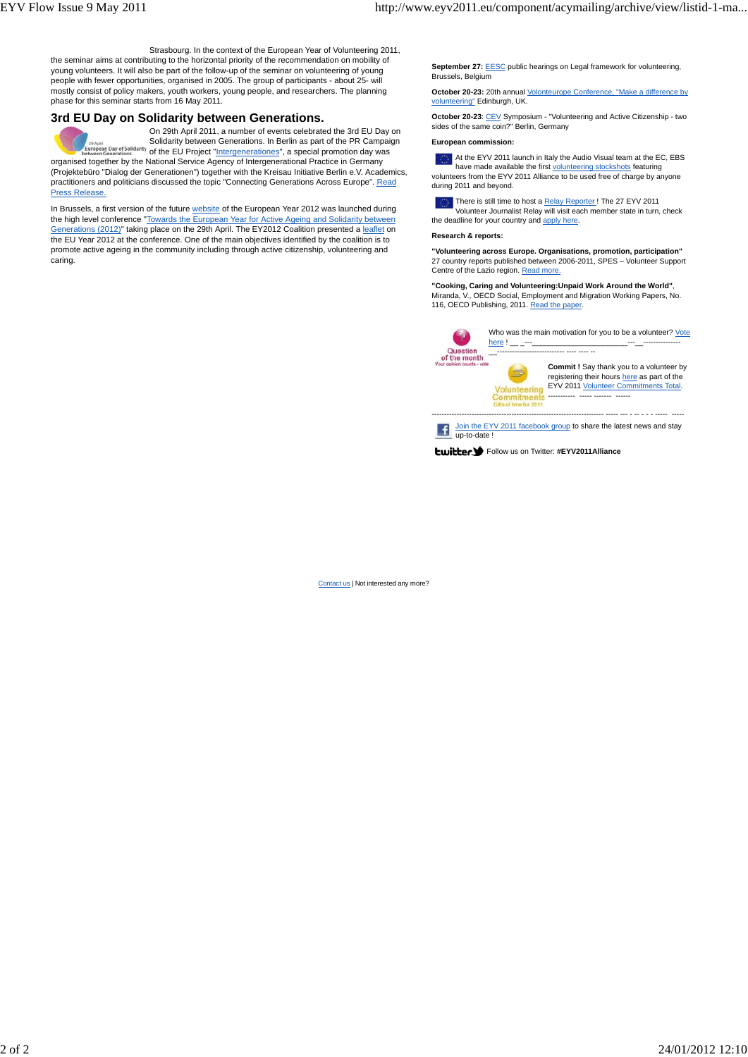Strasbourg. In the context of the European Year of Volunteering 2011, the seminar aims at contributing to the horizontal priority of the recommendation on mobility of young volunteers. It will also be part of the follow-up of the seminar on volunteering of young people with fewer opportunities, organised in 2005. The group of participants - about 25- will mostly consist of policy makers, youth workers, young people, and researchers. The planning phase for this seminar starts from 16 May 2011.

## 3rd EU Day on Solidarity between Generations.

On 29th April 2011, a number of events celebrated the 3rd EU Day on Solidarity between Generations. In Berlin as part of the PR Campaign of the EU Project "Intergenerationes", a special promotion day was organised together by the National Service Agency of Intergenerational Practice in Germany (Projektebüro "Dialog der Generationen") together with the Kreisau Initiative Berlin e.V. Academics, practitioners and politicians discussed the topic "Connecting Generations Across Europe". Read Press Release.

In Brussels, a first version of the future website of the European Year 2012 was launched during the high level conference "Towards the European Year for Active Ageing and Solidarity between Generations (2012)" taking place on the 29th April. The EY2012 Coalition presented a leaflet on the EU Year 2012 at the conference. One of the main objectives identified by the coalition is to promote active ageing in the community including through active citizenship, volunteering and caring.

**September 27:** EESC public hearings on Legal framework for volunteering, Brussels, Belgium

**October 20-23:** 20th annual Volonteurope Conference, "Make a difference by volunteering" Edinburgh, UK.

**October 20-23**: CEV Symposium - "Volunteering and Active Citizenship - two sides of the same coin?" Berlin, Germany

**European commission:**

At the EYV 2011 launch in Italy the Audio Visual team at the EC, EBS have made available the first volunteering stockshots featuring volunteers from the EYV 2011 Alliance to be used free of charge by anyone during 2011 and beyond.

There is still time to host a Relay Reporter ! The 27 EYV 2011 Volunteer Journalist Relay will visit each member state in turn, check the deadline for your country and apply here.

**Research & reports:**

**"Volunteering across Europe. Organisations, promotion, participation"** 27 country reports published between 2006-2011, SPES – Volunteer Support Centre of the Lazio region. Read more.

**"Cooking, Caring and Volunteering:Unpaid Work Around the World"**, Miranda, V., OECD Social, Employment and Migration Working Papers, No. 116, OECD Publishing, 2011. Read the paper.

Question of the month
Your opinion counts - vote

Who was the main motivation for you to be a volunteer? Vote here !

Volunteering Commitments
Gifts of time for 2011

**Commit !** Say thank you to a volunteer by registering their hours here as part of the EYV 2011 Volunteer Commitments Total.

Join the EYV 2011 facebook group to share the latest news and stay up-to-date !

Follow us on Twitter: **#EYV2011Alliance**

Contact us | Not interested any more?